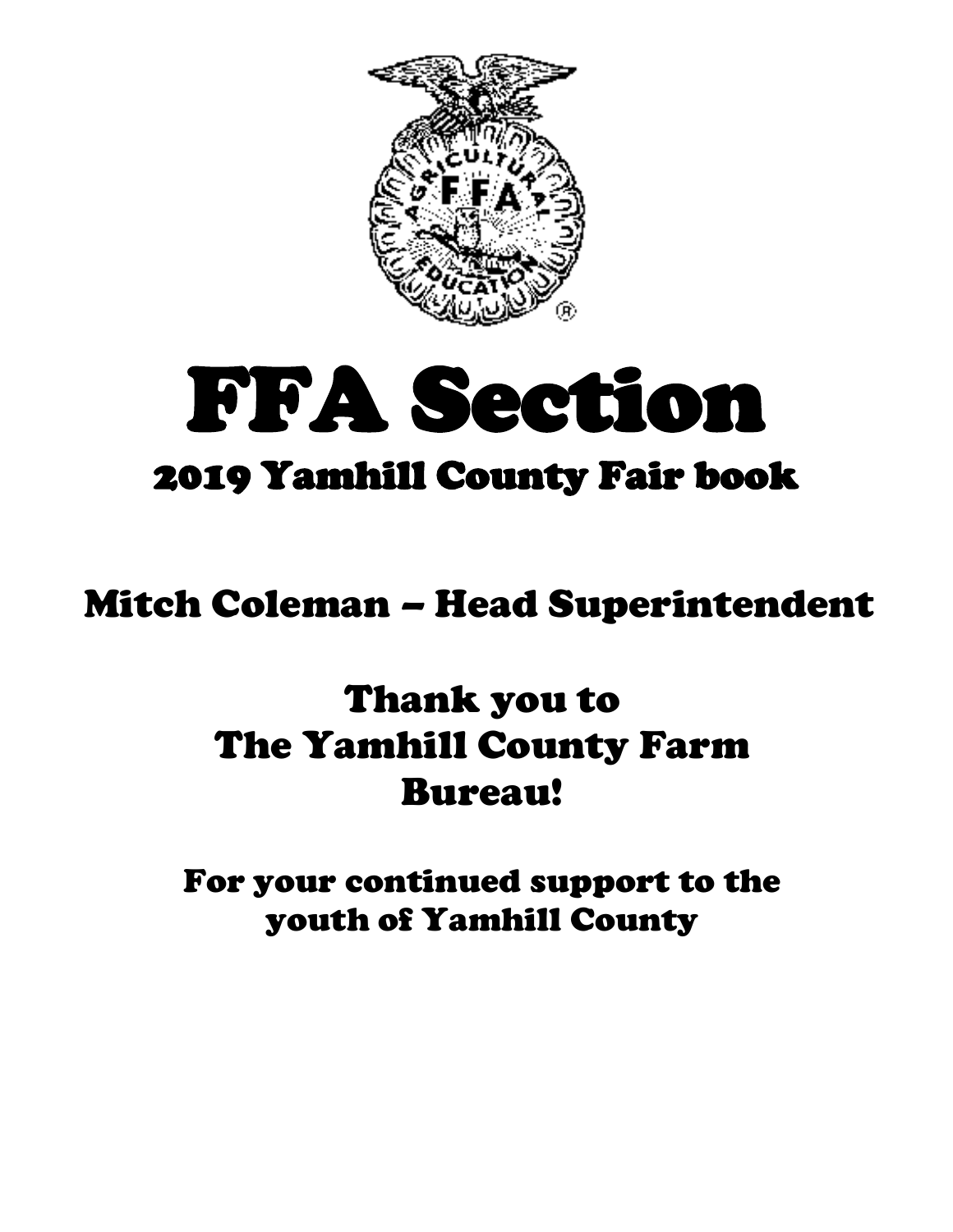# FFA Section

## 2019 Yamhill County Fair book

## Mitch Coleman – Head Superintendent

## Thank you to The Yamhill County Farm Bureau!

**For your continued support to the youth of Yamhill County**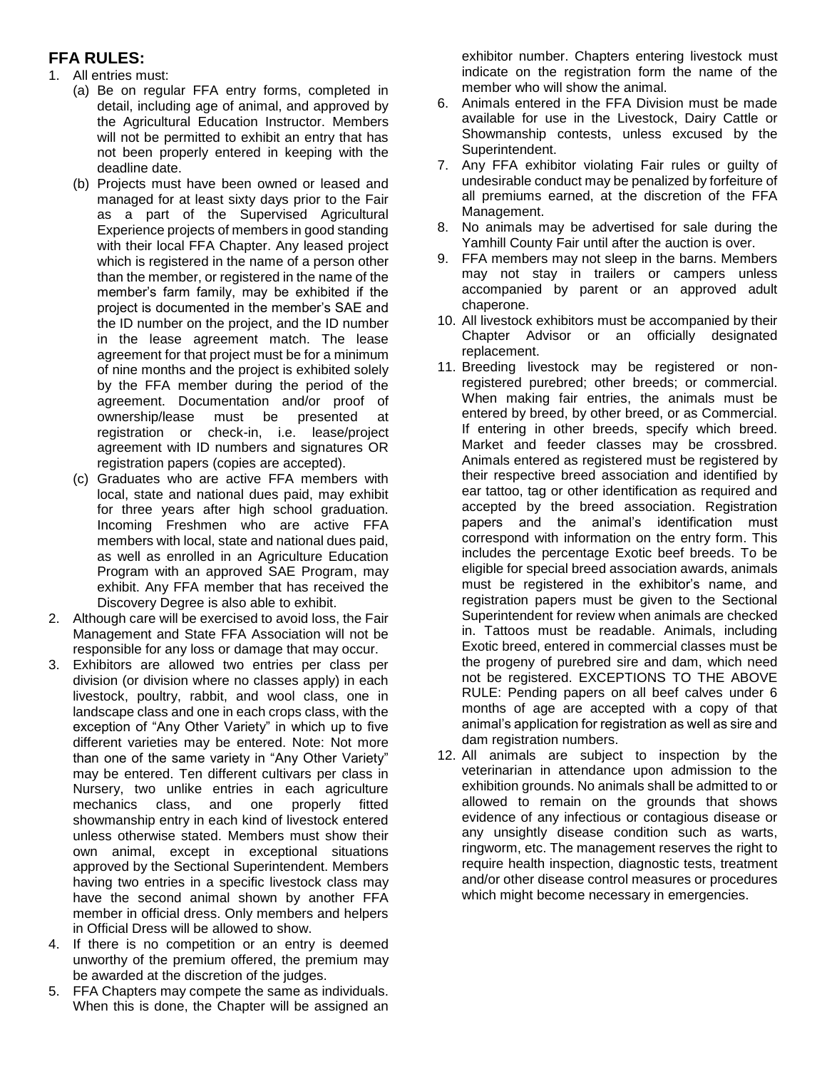## FFA RULES:

1. All entries must:
   (a) Be on regular FFA entry forms, completed in detail, including age of animal, and approved by the Agricultural Education Instructor. Members will not be permitted to exhibit an entry that has not been properly entered in keeping with the deadline date.
   (b) Projects must have been owned or leased and managed for at least sixty days prior to the Fair as a part of the Supervised Agricultural Experience projects of members in good standing with their local FFA Chapter. Any leased project which is registered in the name of a person other than the member, or registered in the name of the member's farm family, may be exhibited if the project is documented in the member's SAE and the ID number on the project, and the ID number in the lease agreement match. The lease agreement for that project must be for a minimum of nine months and the project is exhibited solely by the FFA member during the period of the agreement. Documentation and/or proof of ownership/lease must be presented at registration or check-in, i.e. lease/project agreement with ID numbers and signatures OR registration papers (copies are accepted).
   (c) Graduates who are active FFA members with local, state and national dues paid, may exhibit for three years after high school graduation. Incoming Freshmen who are active FFA members with local, state and national dues paid, as well as enrolled in an Agriculture Education Program with an approved SAE Program, may exhibit. Any FFA member that has received the Discovery Degree is also able to exhibit.
2. Although care will be exercised to avoid loss, the Fair Management and State FFA Association will not be responsible for any loss or damage that may occur.
3. Exhibitors are allowed two entries per class per division (or division where no classes apply) in each livestock, poultry, rabbit, and wool class, one in landscape class and one in each crops class, with the exception of "Any Other Variety" in which up to five different varieties may be entered. Note: Not more than one of the same variety in "Any Other Variety" may be entered. Ten different cultivars per class in Nursery, two unlike entries in each agriculture mechanics class, and one properly fitted showmanship entry in each kind of livestock entered unless otherwise stated. Members must show their own animal, except in exceptional situations approved by the Sectional Superintendent. Members having two entries in a specific livestock class may have the second animal shown by another FFA member in official dress. Only members and helpers in Official Dress will be allowed to show.
4. If there is no competition or an entry is deemed unworthy of the premium offered, the premium may be awarded at the discretion of the judges.
5. FFA Chapters may compete the same as individuals. When this is done, the Chapter will be assigned an exhibitor number. Chapters entering livestock must indicate on the registration form the name of the member who will show the animal.
6. Animals entered in the FFA Division must be made available for use in the Livestock, Dairy Cattle or Showmanship contests, unless excused by the Superintendent.
7. Any FFA exhibitor violating Fair rules or guilty of undesirable conduct may be penalized by forfeiture of all premiums earned, at the discretion of the FFA Management.
8. No animals may be advertised for sale during the Yamhill County Fair until after the auction is over.
9. FFA members may not sleep in the barns. Members may not stay in trailers or campers unless accompanied by parent or an approved adult chaperone.
10. All livestock exhibitors must be accompanied by their Chapter Advisor or an officially designated replacement.
11. Breeding livestock may be registered or non-registered purebred; other breeds; or commercial. When making fair entries, the animals must be entered by breed, by other breed, or as Commercial. If entering in other breeds, specify which breed. Market and feeder classes may be crossbred. Animals entered as registered must be registered by their respective breed association and identified by ear tattoo, tag or other identification as required and accepted by the breed association. Registration papers and the animal's identification must correspond with information on the entry form. This includes the percentage Exotic beef breeds. To be eligible for special breed association awards, animals must be registered in the exhibitor's name, and registration papers must be given to the Sectional Superintendent for review when animals are checked in. Tattoos must be readable. Animals, including Exotic breed, entered in commercial classes must be the progeny of purebred sire and dam, which need not be registered. EXCEPTIONS TO THE ABOVE RULE: Pending papers on all beef calves under 6 months of age are accepted with a copy of that animal's application for registration as well as sire and dam registration numbers.
12. All animals are subject to inspection by the veterinarian in attendance upon admission to the exhibition grounds. No animals shall be admitted to or allowed to remain on the grounds that shows evidence of any infectious or contagious disease or any unsightly disease condition such as warts, ringworm, etc. The management reserves the right to require health inspection, diagnostic tests, treatment and/or other disease control measures or procedures which might become necessary in emergencies.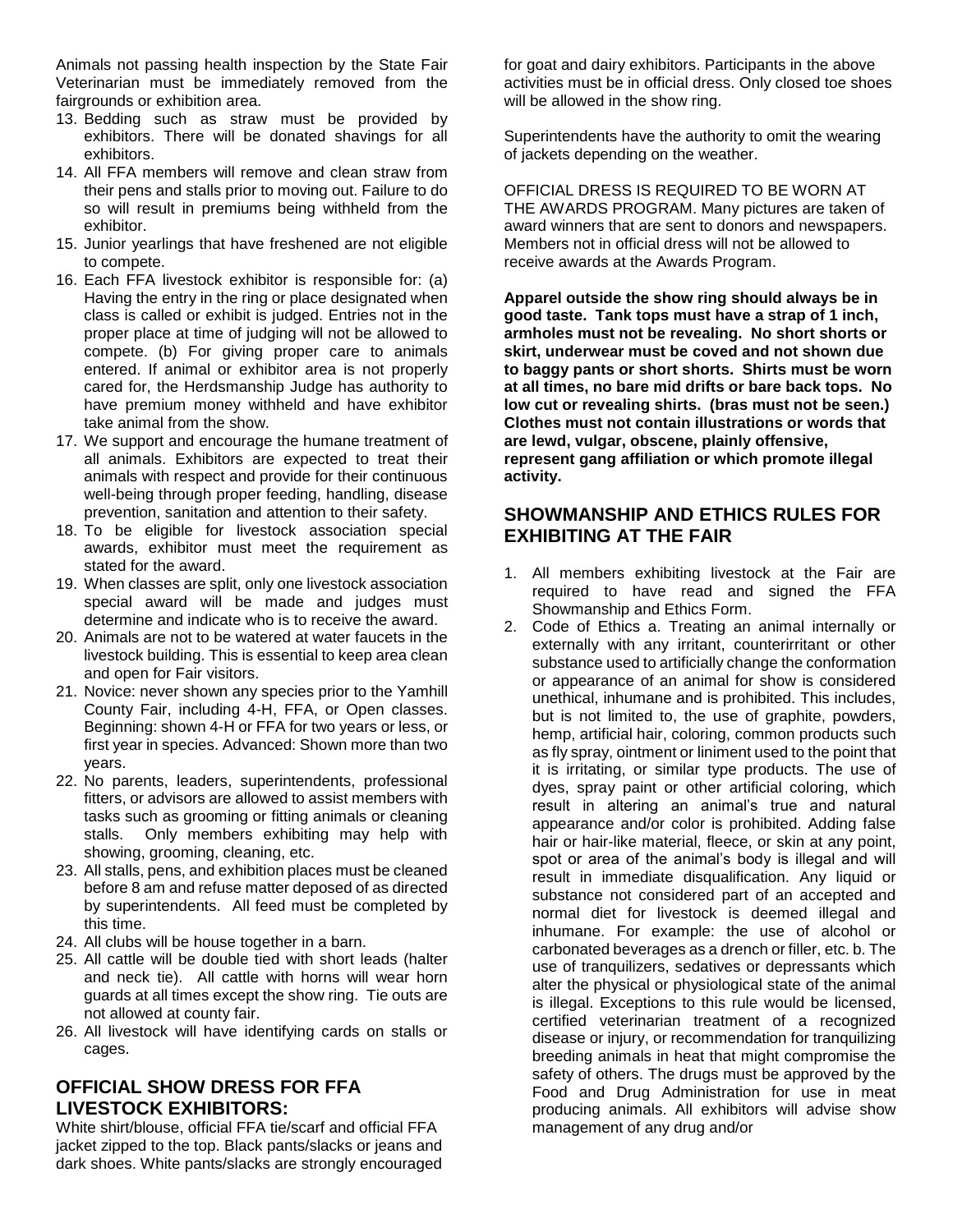Animals not passing health inspection by the State Fair Veterinarian must be immediately removed from the fairgrounds or exhibition area.

13. Bedding such as straw must be provided by exhibitors. There will be donated shavings for all exhibitors.
14. All FFA members will remove and clean straw from their pens and stalls prior to moving out. Failure to do so will result in premiums being withheld from the exhibitor.
15. Junior yearlings that have freshened are not eligible to compete.
16. Each FFA livestock exhibitor is responsible for: (a) Having the entry in the ring or place designated when class is called or exhibit is judged. Entries not in the proper place at time of judging will not be allowed to compete. (b) For giving proper care to animals entered. If animal or exhibitor area is not properly cared for, the Herdsmanship Judge has authority to have premium money withheld and have exhibitor take animal from the show.
17. We support and encourage the humane treatment of all animals. Exhibitors are expected to treat their animals with respect and provide for their continuous well-being through proper feeding, handling, disease prevention, sanitation and attention to their safety.
18. To be eligible for livestock association special awards, exhibitor must meet the requirement as stated for the award.
19. When classes are split, only one livestock association special award will be made and judges must determine and indicate who is to receive the award.
20. Animals are not to be watered at water faucets in the livestock building. This is essential to keep area clean and open for Fair visitors.
21. Novice: never shown any species prior to the Yamhill County Fair, including 4-H, FFA, or Open classes. Beginning: shown 4-H or FFA for two years or less, or first year in species. Advanced: Shown more than two years.
22. No parents, leaders, superintendents, professional fitters, or advisors are allowed to assist members with tasks such as grooming or fitting animals or cleaning stalls. Only members exhibiting may help with showing, grooming, cleaning, etc.
23. All stalls, pens, and exhibition places must be cleaned before 8 am and refuse matter deposed of as directed by superintendents. All feed must be completed by this time.
24. All clubs will be house together in a barn.
25. All cattle will be double tied with short leads (halter and neck tie). All cattle with horns will wear horn guards at all times except the show ring. Tie outs are not allowed at county fair.
26. All livestock will have identifying cards on stalls or cages.

## OFFICIAL SHOW DRESS FOR FFA LIVESTOCK EXHIBITORS:

White shirt/blouse, official FFA tie/scarf and official FFA jacket zipped to the top. Black pants/slacks or jeans and dark shoes. White pants/slacks are strongly encouraged for goat and dairy exhibitors. Participants in the above activities must be in official dress. Only closed toe shoes will be allowed in the show ring.

Superintendents have the authority to omit the wearing of jackets depending on the weather.

OFFICIAL DRESS IS REQUIRED TO BE WORN AT THE AWARDS PROGRAM. Many pictures are taken of award winners that are sent to donors and newspapers. Members not in official dress will not be allowed to receive awards at the Awards Program.

**Apparel outside the show ring should always be in good taste. Tank tops must have a strap of 1 inch, armholes must not be revealing. No short shorts or skirt, underwear must be coved and not shown due to baggy pants or short shorts. Shirts must be worn at all times, no bare mid drifts or bare back tops. No low cut or revealing shirts. (bras must not be seen.) Clothes must not contain illustrations or words that are lewd, vulgar, obscene, plainly offensive, represent gang affiliation or which promote illegal activity.**

## SHOWMANSHIP AND ETHICS RULES FOR EXHIBITING AT THE FAIR

1. All members exhibiting livestock at the Fair are required to have read and signed the FFA Showmanship and Ethics Form.
2. Code of Ethics a. Treating an animal internally or externally with any irritant, counterirritant or other substance used to artificially change the conformation or appearance of an animal for show is considered unethical, inhumane and is prohibited. This includes, but is not limited to, the use of graphite, powders, hemp, artificial hair, coloring, common products such as fly spray, ointment or liniment used to the point that it is irritating, or similar type products. The use of dyes, spray paint or other artificial coloring, which result in altering an animal's true and natural appearance and/or color is prohibited. Adding false hair or hair-like material, fleece, or skin at any point, spot or area of the animal's body is illegal and will result in immediate disqualification. Any liquid or substance not considered part of an accepted and normal diet for livestock is deemed illegal and inhumane. For example: the use of alcohol or carbonated beverages as a drench or filler, etc. b. The use of tranquilizers, sedatives or depressants which alter the physical or physiological state of the animal is illegal. Exceptions to this rule would be licensed, certified veterinarian treatment of a recognized disease or injury, or recommendation for tranquilizing breeding animals in heat that might compromise the safety of others. The drugs must be approved by the Food and Drug Administration for use in meat producing animals. All exhibitors will advise show management of any drug and/or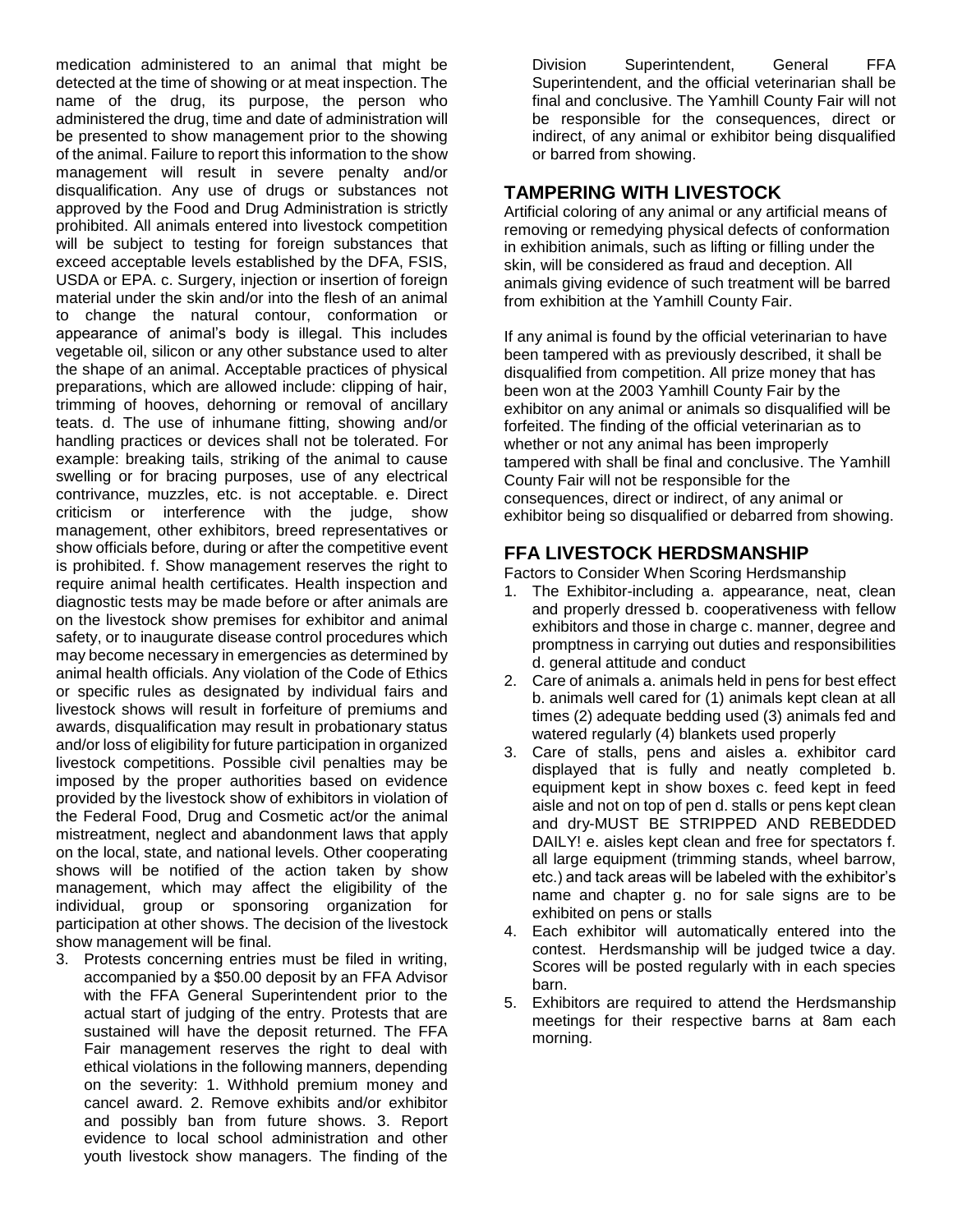medication administered to an animal that might be detected at the time of showing or at meat inspection. The name of the drug, its purpose, the person who administered the drug, time and date of administration will be presented to show management prior to the showing of the animal. Failure to report this information to the show management will result in severe penalty and/or disqualification. Any use of drugs or substances not approved by the Food and Drug Administration is strictly prohibited. All animals entered into livestock competition will be subject to testing for foreign substances that exceed acceptable levels established by the DFA, FSIS, USDA or EPA. c. Surgery, injection or insertion of foreign material under the skin and/or into the flesh of an animal to change the natural contour, conformation or appearance of animal's body is illegal. This includes vegetable oil, silicon or any other substance used to alter the shape of an animal. Acceptable practices of physical preparations, which are allowed include: clipping of hair, trimming of hooves, dehorning or removal of ancillary teats. d. The use of inhumane fitting, showing and/or handling practices or devices shall not be tolerated. For example: breaking tails, striking of the animal to cause swelling or for bracing purposes, use of any electrical contrivance, muzzles, etc. is not acceptable. e. Direct criticism or interference with the judge, show management, other exhibitors, breed representatives or show officials before, during or after the competitive event is prohibited. f. Show management reserves the right to require animal health certificates. Health inspection and diagnostic tests may be made before or after animals are on the livestock show premises for exhibitor and animal safety, or to inaugurate disease control procedures which may become necessary in emergencies as determined by animal health officials. Any violation of the Code of Ethics or specific rules as designated by individual fairs and livestock shows will result in forfeiture of premiums and awards, disqualification may result in probationary status and/or loss of eligibility for future participation in organized livestock competitions. Possible civil penalties may be imposed by the proper authorities based on evidence provided by the livestock show of exhibitors in violation of the Federal Food, Drug and Cosmetic act/or the animal mistreatment, neglect and abandonment laws that apply on the local, state, and national levels. Other cooperating shows will be notified of the action taken by show management, which may affect the eligibility of the individual, group or sponsoring organization for participation at other shows. The decision of the livestock show management will be final.

3. Protests concerning entries must be filed in writing, accompanied by a $50.00 deposit by an FFA Advisor with the FFA General Superintendent prior to the actual start of judging of the entry. Protests that are sustained will have the deposit returned. The FFA Fair management reserves the right to deal with ethical violations in the following manners, depending on the severity: 1. Withhold premium money and cancel award. 2. Remove exhibits and/or exhibitor and possibly ban from future shows. 3. Report evidence to local school administration and other youth livestock show managers. The finding of the Division Superintendent, General FFA Superintendent, and the official veterinarian shall be final and conclusive. The Yamhill County Fair will not be responsible for the consequences, direct or indirect, of any animal or exhibitor being disqualified or barred from showing.

## TAMPERING WITH LIVESTOCK

Artificial coloring of any animal or any artificial means of removing or remedying physical defects of conformation in exhibition animals, such as lifting or filling under the skin, will be considered as fraud and deception. All animals giving evidence of such treatment will be barred from exhibition at the Yamhill County Fair.

If any animal is found by the official veterinarian to have been tampered with as previously described, it shall be disqualified from competition. All prize money that has been won at the 2003 Yamhill County Fair by the exhibitor on any animal or animals so disqualified will be forfeited. The finding of the official veterinarian as to whether or not any animal has been improperly tampered with shall be final and conclusive. The Yamhill County Fair will not be responsible for the consequences, direct or indirect, of any animal or exhibitor being so disqualified or debarred from showing.

## FFA LIVESTOCK HERDSMANSHIP

Factors to Consider When Scoring Herdsmanship

1. The Exhibitor-including a. appearance, neat, clean and properly dressed b. cooperativeness with fellow exhibitors and those in charge c. manner, degree and promptness in carrying out duties and responsibilities d. general attitude and conduct
2. Care of animals a. animals held in pens for best effect b. animals well cared for (1) animals kept clean at all times (2) adequate bedding used (3) animals fed and watered regularly (4) blankets used properly
3. Care of stalls, pens and aisles a. exhibitor card displayed that is fully and neatly completed b. equipment kept in show boxes c. feed kept in feed aisle and not on top of pen d. stalls or pens kept clean and dry-MUST BE STRIPPED AND REBEDDED DAILY! e. aisles kept clean and free for spectators f. all large equipment (trimming stands, wheel barrow, etc.) and tack areas will be labeled with the exhibitor's name and chapter g. no for sale signs are to be exhibited on pens or stalls
4. Each exhibitor will automatically entered into the contest. Herdsmanship will be judged twice a day. Scores will be posted regularly with in each species barn.
5. Exhibitors are required to attend the Herdsmanship meetings for their respective barns at 8am each morning.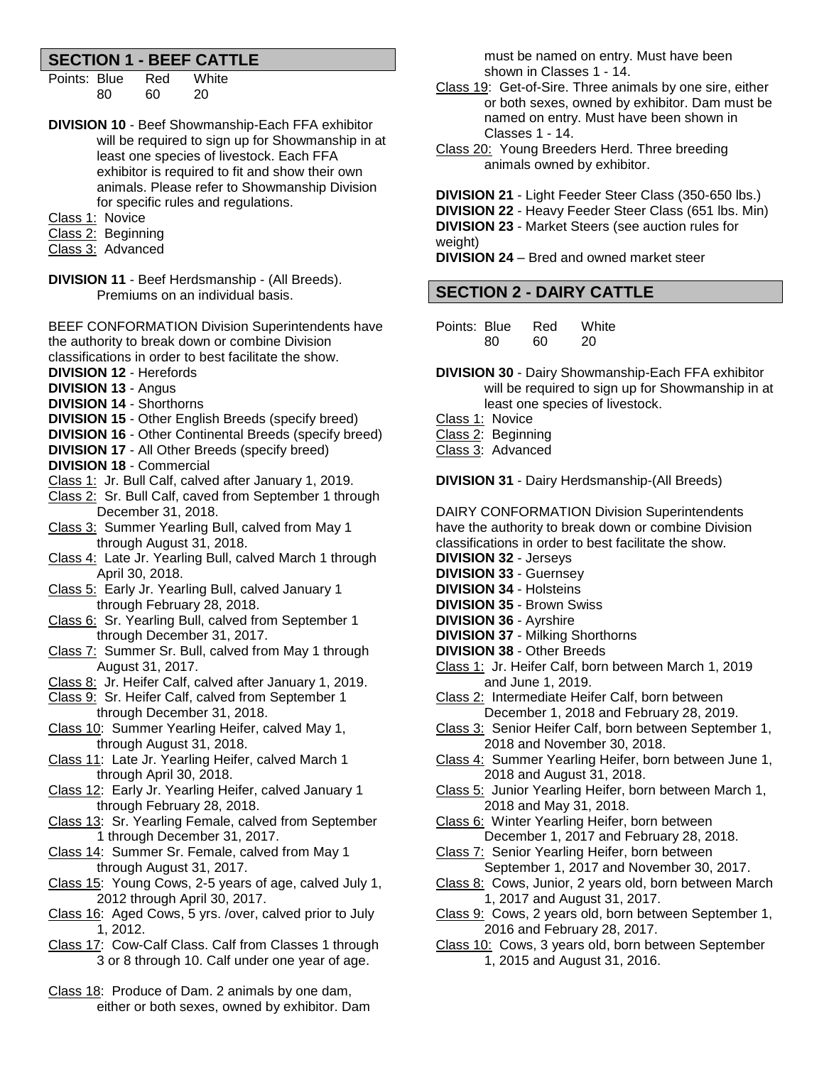## SECTION 1 - BEEF CATTLE

| Points: | Blue | Red | White |
|---|---|---|---|
| | 80 | 60 | 20 |

**DIVISION 10** - Beef Showmanship-Each FFA exhibitor will be required to sign up for Showmanship in at least one species of livestock. Each FFA exhibitor is required to fit and show their own animals. Please refer to Showmanship Division for specific rules and regulations.

Class 1: Novice
Class 2: Beginning
Class 3: Advanced

**DIVISION 11** - Beef Herdsmanship - (All Breeds). Premiums on an individual basis.

BEEF CONFORMATION Division Superintendents have the authority to break down or combine Division classifications in order to best facilitate the show.

**DIVISION 12** - Herefords
**DIVISION 13** - Angus
**DIVISION 14** - Shorthorns
**DIVISION 15** - Other English Breeds (specify breed)
**DIVISION 16** - Other Continental Breeds (specify breed)
**DIVISION 17** - All Other Breeds (specify breed)
**DIVISION 18** - Commercial

Class 1: Jr. Bull Calf, calved after January 1, 2019.
Class 2: Sr. Bull Calf, caved from September 1 through December 31, 2018.
Class 3: Summer Yearling Bull, calved from May 1 through August 31, 2018.
Class 4: Late Jr. Yearling Bull, calved March 1 through April 30, 2018.
Class 5: Early Jr. Yearling Bull, calved January 1 through February 28, 2018.
Class 6: Sr. Yearling Bull, calved from September 1 through December 31, 2017.
Class 7: Summer Sr. Bull, calved from May 1 through August 31, 2017.
Class 8: Jr. Heifer Calf, calved after January 1, 2019.
Class 9: Sr. Heifer Calf, calved from September 1 through December 31, 2018.
Class 10: Summer Yearling Heifer, calved May 1, through August 31, 2018.
Class 11: Late Jr. Yearling Heifer, calved March 1 through April 30, 2018.
Class 12: Early Jr. Yearling Heifer, calved January 1 through February 28, 2018.
Class 13: Sr. Yearling Female, calved from September 1 through December 31, 2017.
Class 14: Summer Sr. Female, calved from May 1 through August 31, 2017.
Class 15: Young Cows, 2-5 years of age, calved July 1, 2012 through April 30, 2017.
Class 16: Aged Cows, 5 yrs. /over, calved prior to July 1, 2012.
Class 17: Cow-Calf Class. Calf from Classes 1 through 3 or 8 through 10. Calf under one year of age.
Class 18: Produce of Dam. 2 animals by one dam, either or both sexes, owned by exhibitor. Dam must be named on entry. Must have been shown in Classes 1 - 14.
Class 19: Get-of-Sire. Three animals by one sire, either or both sexes, owned by exhibitor. Dam must be named on entry. Must have been shown in Classes 1 - 14.
Class 20: Young Breeders Herd. Three breeding animals owned by exhibitor.

**DIVISION 21** - Light Feeder Steer Class (350-650 lbs.)
**DIVISION 22** - Heavy Feeder Steer Class (651 lbs. Min)
**DIVISION 23** - Market Steers (see auction rules for weight)
**DIVISION 24** – Bred and owned market steer

## SECTION 2 - DAIRY CATTLE

| Points: | Blue | Red | White |
|---|---|---|---|
| | 80 | 60 | 20 |

**DIVISION 30** - Dairy Showmanship-Each FFA exhibitor will be required to sign up for Showmanship in at least one species of livestock.

Class 1: Novice
Class 2: Beginning
Class 3: Advanced

**DIVISION 31** - Dairy Herdsmanship-(All Breeds)

DAIRY CONFORMATION Division Superintendents have the authority to break down or combine Division classifications in order to best facilitate the show.

**DIVISION 32** - Jerseys
**DIVISION 33** - Guernsey
**DIVISION 34** - Holsteins
**DIVISION 35** - Brown Swiss
**DIVISION 36** - Ayrshire
**DIVISION 37** - Milking Shorthorns
**DIVISION 38** - Other Breeds

Class 1: Jr. Heifer Calf, born between March 1, 2019 and June 1, 2019.
Class 2: Intermediate Heifer Calf, born between December 1, 2018 and February 28, 2019.
Class 3: Senior Heifer Calf, born between September 1, 2018 and November 30, 2018.
Class 4: Summer Yearling Heifer, born between June 1, 2018 and August 31, 2018.
Class 5: Junior Yearling Heifer, born between March 1, 2018 and May 31, 2018.
Class 6: Winter Yearling Heifer, born between December 1, 2017 and February 28, 2018.
Class 7: Senior Yearling Heifer, born between September 1, 2017 and November 30, 2017.
Class 8: Cows, Junior, 2 years old, born between March 1, 2017 and August 31, 2017.
Class 9: Cows, 2 years old, born between September 1, 2016 and February 28, 2017.
Class 10: Cows, 3 years old, born between September 1, 2015 and August 31, 2016.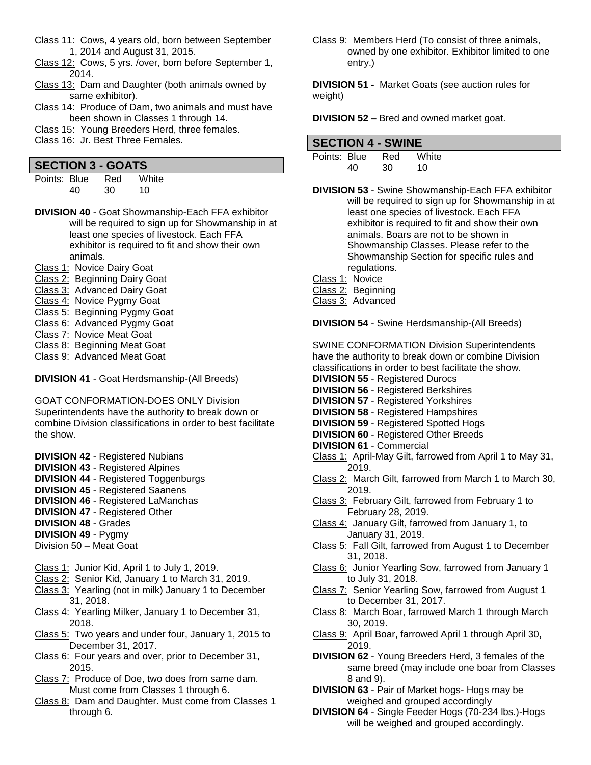Class 11: Cows, 4 years old, born between September 1, 2014 and August 31, 2015.

Class 12: Cows, 5 yrs. /over, born before September 1, 2014.

Class 13: Dam and Daughter (both animals owned by same exhibitor).

Class 14: Produce of Dam, two animals and must have been shown in Classes 1 through 14.

Class 15: Young Breeders Herd, three females.

Class 16: Jr. Best Three Females.

## SECTION 3 - GOATS

| Points: | Blue | Red | White |
|---|---|---|---|
| | 40 | 30 | 10 |

**DIVISION 40** - Goat Showmanship-Each FFA exhibitor will be required to sign up for Showmanship in at least one species of livestock. Each FFA exhibitor is required to fit and show their own animals.

Class 1: Novice Dairy Goat
Class 2: Beginning Dairy Goat
Class 3: Advanced Dairy Goat
Class 4: Novice Pygmy Goat
Class 5: Beginning Pygmy Goat
Class 6: Advanced Pygmy Goat
Class 7: Novice Meat Goat
Class 8: Beginning Meat Goat
Class 9: Advanced Meat Goat

**DIVISION 41** - Goat Herdsmanship-(All Breeds)

GOAT CONFORMATION-DOES ONLY Division Superintendents have the authority to break down or combine Division classifications in order to best facilitate the show.

**DIVISION 42** - Registered Nubians
**DIVISION 43** - Registered Alpines
**DIVISION 44** - Registered Toggenburgs
**DIVISION 45** - Registered Saanens
**DIVISION 46** - Registered LaManchas
**DIVISION 47** - Registered Other
**DIVISION 48** - Grades
**DIVISION 49** - Pygmy
Division 50 – Meat Goat

Class 1: Junior Kid, April 1 to July 1, 2019.

Class 2: Senior Kid, January 1 to March 31, 2019.

Class 3: Yearling (not in milk) January 1 to December 31, 2018.

Class 4: Yearling Milker, January 1 to December 31, 2018.

Class 5: Two years and under four, January 1, 2015 to December 31, 2017.

Class 6: Four years and over, prior to December 31, 2015.

Class 7: Produce of Doe, two does from same dam. Must come from Classes 1 through 6.

Class 8: Dam and Daughter. Must come from Classes 1 through 6.

Class 9: Members Herd (To consist of three animals, owned by one exhibitor. Exhibitor limited to one entry.)

**DIVISION 51 -** Market Goats (see auction rules for weight)

**DIVISION 52 –** Bred and owned market goat.

## SECTION 4 - SWINE

| Points: | Blue | Red | White |
|---|---|---|---|
| | 40 | 30 | 10 |

**DIVISION 53** - Swine Showmanship-Each FFA exhibitor will be required to sign up for Showmanship in at least one species of livestock. Each FFA exhibitor is required to fit and show their own animals. Boars are not to be shown in Showmanship Classes. Please refer to the Showmanship Section for specific rules and regulations.

Class 1: Novice
Class 2: Beginning
Class 3: Advanced

**DIVISION 54** - Swine Herdsmanship-(All Breeds)

SWINE CONFORMATION Division Superintendents have the authority to break down or combine Division classifications in order to best facilitate the show.

**DIVISION 55** - Registered Durocs
**DIVISION 56** - Registered Berkshires
**DIVISION 57** - Registered Yorkshires
**DIVISION 58** - Registered Hampshires
**DIVISION 59** - Registered Spotted Hogs
**DIVISION 60** - Registered Other Breeds
**DIVISION 61** - Commercial

Class 1: April-May Gilt, farrowed from April 1 to May 31, 2019.

Class 2: March Gilt, farrowed from March 1 to March 30, 2019.

Class 3: February Gilt, farrowed from February 1 to February 28, 2019.

Class 4: January Gilt, farrowed from January 1, to January 31, 2019.

Class 5: Fall Gilt, farrowed from August 1 to December 31, 2018.

Class 6: Junior Yearling Sow, farrowed from January 1 to July 31, 2018.

Class 7: Senior Yearling Sow, farrowed from August 1 to December 31, 2017.

Class 8: March Boar, farrowed March 1 through March 30, 2019.

Class 9: April Boar, farrowed April 1 through April 30, 2019.

**DIVISION 62** - Young Breeders Herd, 3 females of the same breed (may include one boar from Classes 8 and 9).

**DIVISION 63** - Pair of Market hogs- Hogs may be weighed and grouped accordingly

**DIVISION 64** - Single Feeder Hogs (70-234 lbs.)-Hogs will be weighed and grouped accordingly.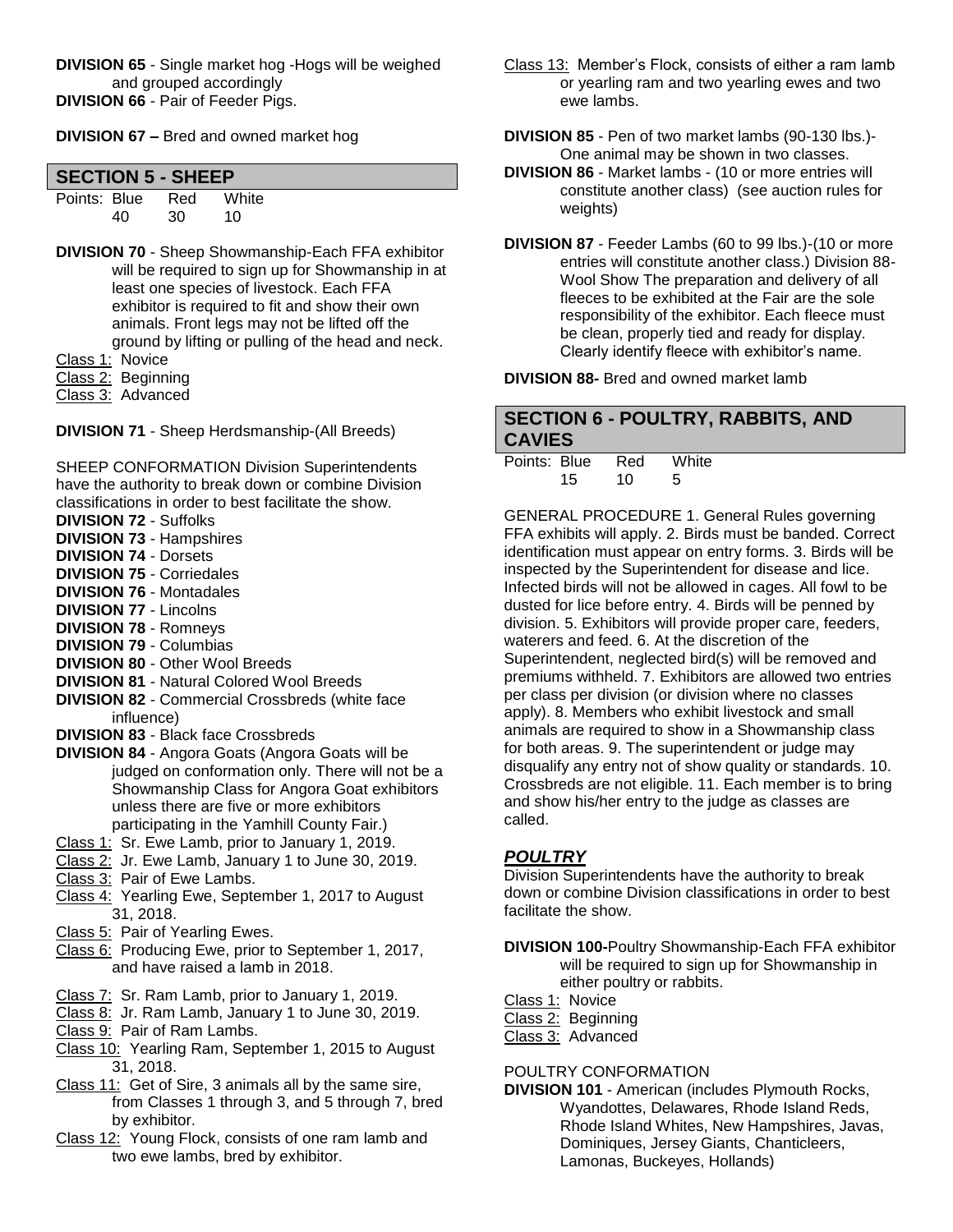**DIVISION 65** - Single market hog -Hogs will be weighed and grouped accordingly

**DIVISION 66** - Pair of Feeder Pigs.

**DIVISION 67 –** Bred and owned market hog

## SECTION 5 - SHEEP

| Points: | Blue | Red | White |
|---|---|---|---|
| | 40 | 30 | 10 |

**DIVISION 70** - Sheep Showmanship-Each FFA exhibitor will be required to sign up for Showmanship in at least one species of livestock. Each FFA exhibitor is required to fit and show their own animals. Front legs may not be lifted off the ground by lifting or pulling of the head and neck.

Class 1: Novice
Class 2: Beginning
Class 3: Advanced

**DIVISION 71** - Sheep Herdsmanship-(All Breeds)

SHEEP CONFORMATION Division Superintendents have the authority to break down or combine Division classifications in order to best facilitate the show.

**DIVISION 72** - Suffolks
**DIVISION 73** - Hampshires
**DIVISION 74** - Dorsets
**DIVISION 75** - Corriedales
**DIVISION 76** - Montadales
**DIVISION 77** - Lincolns
**DIVISION 78** - Romneys
**DIVISION 79** - Columbias
**DIVISION 80** - Other Wool Breeds
**DIVISION 81** - Natural Colored Wool Breeds
**DIVISION 82** - Commercial Crossbreds (white face influence)
**DIVISION 83** - Black face Crossbreds
**DIVISION 84** - Angora Goats (Angora Goats will be judged on conformation only. There will not be a Showmanship Class for Angora Goat exhibitors unless there are five or more exhibitors participating in the Yamhill County Fair.)

Class 1: Sr. Ewe Lamb, prior to January 1, 2019.
Class 2: Jr. Ewe Lamb, January 1 to June 30, 2019.
Class 3: Pair of Ewe Lambs.
Class 4: Yearling Ewe, September 1, 2017 to August 31, 2018.
Class 5: Pair of Yearling Ewes.
Class 6: Producing Ewe, prior to September 1, 2017, and have raised a lamb in 2018.
Class 7: Sr. Ram Lamb, prior to January 1, 2019.
Class 8: Jr. Ram Lamb, January 1 to June 30, 2019.
Class 9: Pair of Ram Lambs.
Class 10: Yearling Ram, September 1, 2015 to August 31, 2018.
Class 11: Get of Sire, 3 animals all by the same sire, from Classes 1 through 3, and 5 through 7, bred by exhibitor.
Class 12: Young Flock, consists of one ram lamb and two ewe lambs, bred by exhibitor.
Class 13: Member's Flock, consists of either a ram lamb or yearling ram and two yearling ewes and two ewe lambs.

**DIVISION 85** - Pen of two market lambs (90-130 lbs.)-One animal may be shown in two classes.

**DIVISION 86** - Market lambs - (10 or more entries will constitute another class) (see auction rules for weights)

**DIVISION 87** - Feeder Lambs (60 to 99 lbs.)-(10 or more entries will constitute another class.) Division 88-Wool Show The preparation and delivery of all fleeces to be exhibited at the Fair are the sole responsibility of the exhibitor. Each fleece must be clean, properly tied and ready for display. Clearly identify fleece with exhibitor's name.

**DIVISION 88-** Bred and owned market lamb

## SECTION 6 - POULTRY, RABBITS, AND CAVIES

| Points: | Blue | Red | White |
|---|---|---|---|
| | 15 | 10 | 5 |

GENERAL PROCEDURE 1. General Rules governing FFA exhibits will apply. 2. Birds must be banded. Correct identification must appear on entry forms. 3. Birds will be inspected by the Superintendent for disease and lice. Infected birds will not be allowed in cages. All fowl to be dusted for lice before entry. 4. Birds will be penned by division. 5. Exhibitors will provide proper care, feeders, waterers and feed. 6. At the discretion of the Superintendent, neglected bird(s) will be removed and premiums withheld. 7. Exhibitors are allowed two entries per class per division (or division where no classes apply). 8. Members who exhibit livestock and small animals are required to show in a Showmanship class for both areas. 9. The superintendent or judge may disqualify any entry not of show quality or standards. 10. Crossbreds are not eligible. 11. Each member is to bring and show his/her entry to the judge as classes are called.

### *POULTRY*

Division Superintendents have the authority to break down or combine Division classifications in order to best facilitate the show.

**DIVISION 100-**Poultry Showmanship-Each FFA exhibitor will be required to sign up for Showmanship in either poultry or rabbits.

Class 1: Novice
Class 2: Beginning
Class 3: Advanced

POULTRY CONFORMATION

**DIVISION 101** - American (includes Plymouth Rocks, Wyandottes, Delawares, Rhode Island Reds, Rhode Island Whites, New Hampshires, Javas, Dominiques, Jersey Giants, Chanticleers, Lamonas, Buckeyes, Hollands)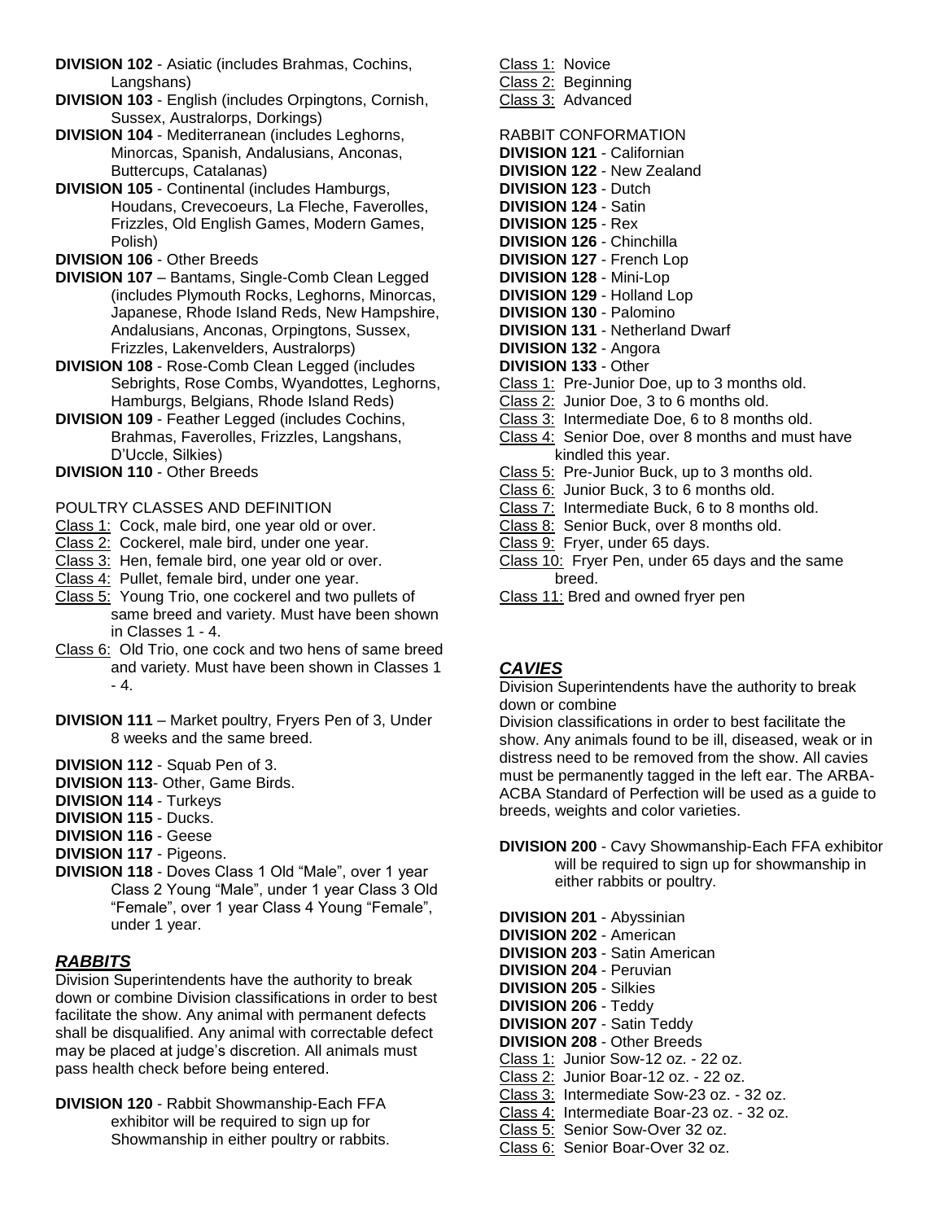**DIVISION 102** - Asiatic (includes Brahmas, Cochins, Langshans)

**DIVISION 103** - English (includes Orpingtons, Cornish, Sussex, Australorps, Dorkings)

**DIVISION 104** - Mediterranean (includes Leghorns, Minorcas, Spanish, Andalusians, Anconas, Buttercups, Catalanas)

**DIVISION 105** - Continental (includes Hamburgs, Houdans, Crevecoeurs, La Fleche, Faverolles, Frizzles, Old English Games, Modern Games, Polish)

**DIVISION 106** - Other Breeds

**DIVISION 107** – Bantams, Single-Comb Clean Legged (includes Plymouth Rocks, Leghorns, Minorcas, Japanese, Rhode Island Reds, New Hampshire, Andalusians, Anconas, Orpingtons, Sussex, Frizzles, Lakenvelders, Australorps)

**DIVISION 108** - Rose-Comb Clean Legged (includes Sebrights, Rose Combs, Wyandottes, Leghorns, Hamburgs, Belgians, Rhode Island Reds)

**DIVISION 109** - Feather Legged (includes Cochins, Brahmas, Faverolles, Frizzles, Langshans, D'Uccle, Silkies)

**DIVISION 110** - Other Breeds

POULTRY CLASSES AND DEFINITION

Class 1: Cock, male bird, one year old or over.
Class 2: Cockerel, male bird, under one year.
Class 3: Hen, female bird, one year old or over.
Class 4: Pullet, female bird, under one year.
Class 5: Young Trio, one cockerel and two pullets of same breed and variety. Must have been shown in Classes 1 - 4.
Class 6: Old Trio, one cock and two hens of same breed and variety. Must have been shown in Classes 1 - 4.

**DIVISION 111** – Market poultry, Fryers Pen of 3, Under 8 weeks and the same breed.

**DIVISION 112** - Squab Pen of 3.
**DIVISION 113**- Other, Game Birds.
**DIVISION 114** - Turkeys
**DIVISION 115** - Ducks.
**DIVISION 116** - Geese
**DIVISION 117** - Pigeons.
**DIVISION 118** - Doves Class 1 Old "Male", over 1 year Class 2 Young "Male", under 1 year Class 3 Old "Female", over 1 year Class 4 Young "Female", under 1 year.

## *RABBITS*

Division Superintendents have the authority to break down or combine Division classifications in order to best facilitate the show. Any animal with permanent defects shall be disqualified. Any animal with correctable defect may be placed at judge's discretion. All animals must pass health check before being entered.

**DIVISION 120** - Rabbit Showmanship-Each FFA exhibitor will be required to sign up for Showmanship in either poultry or rabbits.

Class 1: Novice
Class 2: Beginning
Class 3: Advanced

RABBIT CONFORMATION

**DIVISION 121** - Californian
**DIVISION 122** - New Zealand
**DIVISION 123** - Dutch
**DIVISION 124** - Satin
**DIVISION 125** - Rex
**DIVISION 126** - Chinchilla
**DIVISION 127** - French Lop
**DIVISION 128** - Mini-Lop
**DIVISION 129** - Holland Lop
**DIVISION 130** - Palomino
**DIVISION 131** - Netherland Dwarf
**DIVISION 132** - Angora
**DIVISION 133** - Other

Class 1: Pre-Junior Doe, up to 3 months old.
Class 2: Junior Doe, 3 to 6 months old.
Class 3: Intermediate Doe, 6 to 8 months old.
Class 4: Senior Doe, over 8 months and must have kindled this year.
Class 5: Pre-Junior Buck, up to 3 months old.
Class 6: Junior Buck, 3 to 6 months old.
Class 7: Intermediate Buck, 6 to 8 months old.
Class 8: Senior Buck, over 8 months old.
Class 9: Fryer, under 65 days.
Class 10: Fryer Pen, under 65 days and the same breed.
Class 11: Bred and owned fryer pen

## *CAVIES*

Division Superintendents have the authority to break down or combine
Division classifications in order to best facilitate the show. Any animals found to be ill, diseased, weak or in distress need to be removed from the show. All cavies must be permanently tagged in the left ear. The ARBA-ACBA Standard of Perfection will be used as a guide to breeds, weights and color varieties.

**DIVISION 200** - Cavy Showmanship-Each FFA exhibitor will be required to sign up for showmanship in either rabbits or poultry.

**DIVISION 201** - Abyssinian
**DIVISION 202** - American
**DIVISION 203** - Satin American
**DIVISION 204** - Peruvian
**DIVISION 205** - Silkies
**DIVISION 206** - Teddy
**DIVISION 207** - Satin Teddy
**DIVISION 208** - Other Breeds

Class 1: Junior Sow-12 oz. - 22 oz.
Class 2: Junior Boar-12 oz. - 22 oz.
Class 3: Intermediate Sow-23 oz. - 32 oz.
Class 4: Intermediate Boar-23 oz. - 32 oz.
Class 5: Senior Sow-Over 32 oz.
Class 6: Senior Boar-Over 32 oz.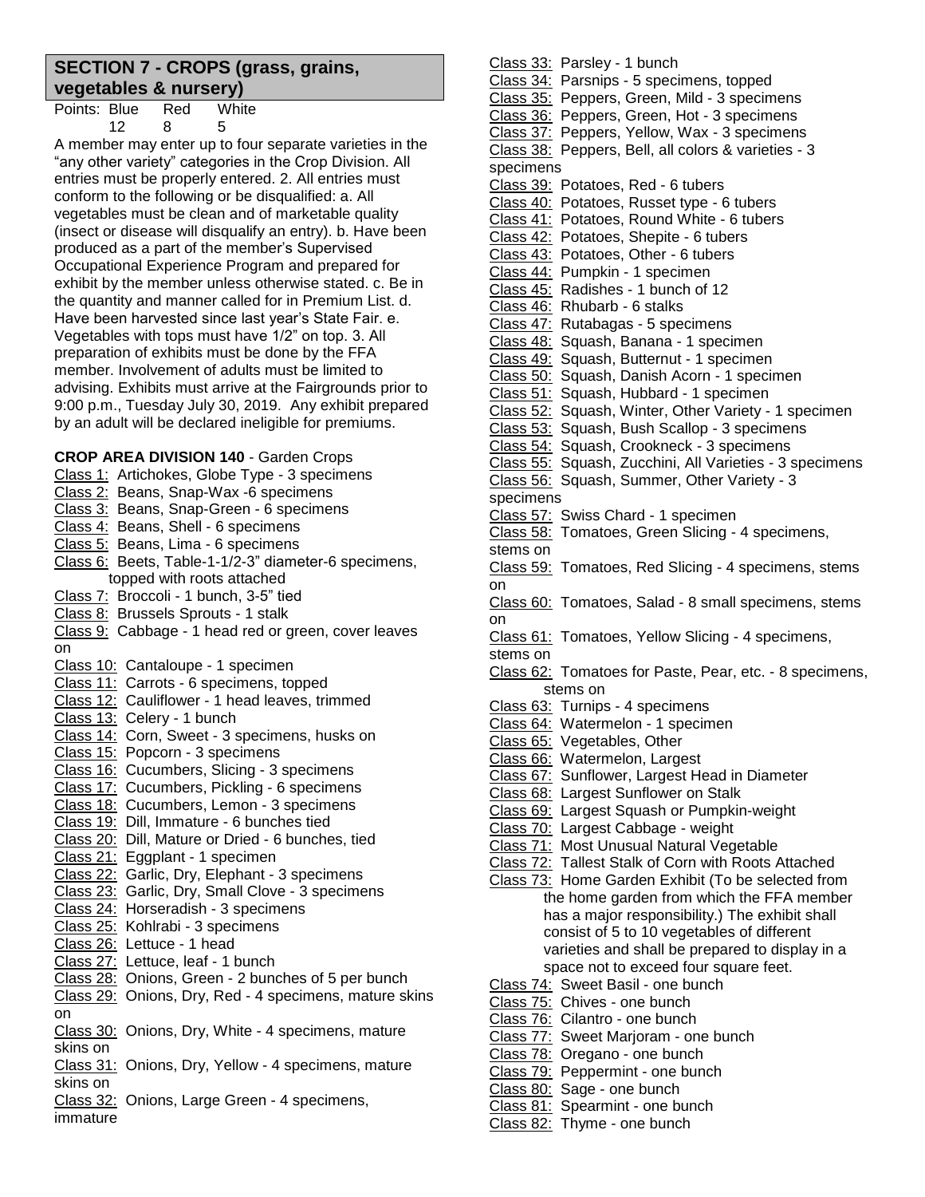## SECTION 7 - CROPS (grass, grains, vegetables & nursery)

| Points: | Blue | Red | White |
|---|---|---|---|
| | 12 | 8 | 5 |

A member may enter up to four separate varieties in the "any other variety" categories in the Crop Division. All entries must be properly entered. 2. All entries must conform to the following or be disqualified: a. All vegetables must be clean and of marketable quality (insect or disease will disqualify an entry). b. Have been produced as a part of the member's Supervised Occupational Experience Program and prepared for exhibit by the member unless otherwise stated. c. Be in the quantity and manner called for in Premium List. d. Have been harvested since last year's State Fair. e. Vegetables with tops must have 1/2" on top. 3. All preparation of exhibits must be done by the FFA member. Involvement of adults must be limited to advising. Exhibits must arrive at the Fairgrounds prior to 9:00 p.m., Tuesday July 30, 2019. Any exhibit prepared by an adult will be declared ineligible for premiums.

**CROP AREA DIVISION 140** - Garden Crops

Class 1: Artichokes, Globe Type - 3 specimens
Class 2: Beans, Snap-Wax -6 specimens
Class 3: Beans, Snap-Green - 6 specimens
Class 4: Beans, Shell - 6 specimens
Class 5: Beans, Lima - 6 specimens
Class 6: Beets, Table-1-1/2-3" diameter-6 specimens, topped with roots attached
Class 7: Broccoli - 1 bunch, 3-5" tied
Class 8: Brussels Sprouts - 1 stalk
Class 9: Cabbage - 1 head red or green, cover leaves on
Class 10: Cantaloupe - 1 specimen
Class 11: Carrots - 6 specimens, topped
Class 12: Cauliflower - 1 head leaves, trimmed
Class 13: Celery - 1 bunch
Class 14: Corn, Sweet - 3 specimens, husks on
Class 15: Popcorn - 3 specimens
Class 16: Cucumbers, Slicing - 3 specimens
Class 17: Cucumbers, Pickling - 6 specimens
Class 18: Cucumbers, Lemon - 3 specimens
Class 19: Dill, Immature - 6 bunches tied
Class 20: Dill, Mature or Dried - 6 bunches, tied
Class 21: Eggplant - 1 specimen
Class 22: Garlic, Dry, Elephant - 3 specimens
Class 23: Garlic, Dry, Small Clove - 3 specimens
Class 24: Horseradish - 3 specimens
Class 25: Kohlrabi - 3 specimens
Class 26: Lettuce - 1 head
Class 27: Lettuce, leaf - 1 bunch
Class 28: Onions, Green - 2 bunches of 5 per bunch
Class 29: Onions, Dry, Red - 4 specimens, mature skins on
Class 30: Onions, Dry, White - 4 specimens, mature skins on
Class 31: Onions, Dry, Yellow - 4 specimens, mature skins on
Class 32: Onions, Large Green - 4 specimens, immature
Class 33: Parsley - 1 bunch
Class 34: Parsnips - 5 specimens, topped
Class 35: Peppers, Green, Mild - 3 specimens
Class 36: Peppers, Green, Hot - 3 specimens
Class 37: Peppers, Yellow, Wax - 3 specimens
Class 38: Peppers, Bell, all colors & varieties - 3 specimens
Class 39: Potatoes, Red - 6 tubers
Class 40: Potatoes, Russet type - 6 tubers
Class 41: Potatoes, Round White - 6 tubers
Class 42: Potatoes, Shepite - 6 tubers
Class 43: Potatoes, Other - 6 tubers
Class 44: Pumpkin - 1 specimen
Class 45: Radishes - 1 bunch of 12
Class 46: Rhubarb - 6 stalks
Class 47: Rutabagas - 5 specimens
Class 48: Squash, Banana - 1 specimen
Class 49: Squash, Butternut - 1 specimen
Class 50: Squash, Danish Acorn - 1 specimen
Class 51: Squash, Hubbard - 1 specimen
Class 52: Squash, Winter, Other Variety - 1 specimen
Class 53: Squash, Bush Scallop - 3 specimens
Class 54: Squash, Crookneck - 3 specimens
Class 55: Squash, Zucchini, All Varieties - 3 specimens
Class 56: Squash, Summer, Other Variety - 3 specimens
Class 57: Swiss Chard - 1 specimen
Class 58: Tomatoes, Green Slicing - 4 specimens, stems on
Class 59: Tomatoes, Red Slicing - 4 specimens, stems on
Class 60: Tomatoes, Salad - 8 small specimens, stems on
Class 61: Tomatoes, Yellow Slicing - 4 specimens, stems on
Class 62: Tomatoes for Paste, Pear, etc. - 8 specimens, stems on
Class 63: Turnips - 4 specimens
Class 64: Watermelon - 1 specimen
Class 65: Vegetables, Other
Class 66: Watermelon, Largest
Class 67: Sunflower, Largest Head in Diameter
Class 68: Largest Sunflower on Stalk
Class 69: Largest Squash or Pumpkin-weight
Class 70: Largest Cabbage - weight
Class 71: Most Unusual Natural Vegetable
Class 72: Tallest Stalk of Corn with Roots Attached
Class 73: Home Garden Exhibit (To be selected from the home garden from which the FFA member has a major responsibility.) The exhibit shall consist of 5 to 10 vegetables of different varieties and shall be prepared to display in a space not to exceed four square feet.
Class 74: Sweet Basil - one bunch
Class 75: Chives - one bunch
Class 76: Cilantro - one bunch
Class 77: Sweet Marjoram - one bunch
Class 78: Oregano - one bunch
Class 79: Peppermint - one bunch
Class 80: Sage - one bunch
Class 81: Spearmint - one bunch
Class 82: Thyme - one bunch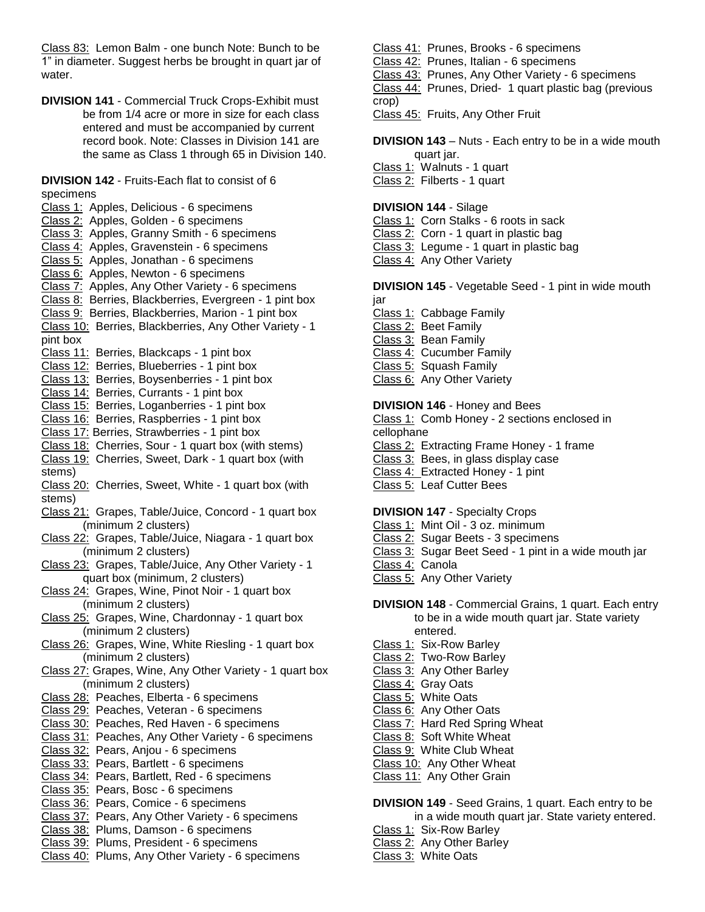Class 83: Lemon Balm - one bunch Note: Bunch to be 1" in diameter. Suggest herbs be brought in quart jar of water.

**DIVISION 141** - Commercial Truck Crops-Exhibit must be from 1/4 acre or more in size for each class entered and must be accompanied by current record book. Note: Classes in Division 141 are the same as Class 1 through 65 in Division 140.

**DIVISION 142** - Fruits-Each flat to consist of 6 specimens

Class 1: Apples, Delicious - 6 specimens
Class 2: Apples, Golden - 6 specimens
Class 3: Apples, Granny Smith - 6 specimens
Class 4: Apples, Gravenstein - 6 specimens
Class 5: Apples, Jonathan - 6 specimens
Class 6: Apples, Newton - 6 specimens
Class 7: Apples, Any Other Variety - 6 specimens
Class 8: Berries, Blackberries, Evergreen - 1 pint box
Class 9: Berries, Blackberries, Marion - 1 pint box
Class 10: Berries, Blackberries, Any Other Variety - 1 pint box
Class 11: Berries, Blackcaps - 1 pint box
Class 12: Berries, Blueberries - 1 pint box
Class 13: Berries, Boysenberries - 1 pint box
Class 14: Berries, Currants - 1 pint box
Class 15: Berries, Loganberries - 1 pint box
Class 16: Berries, Raspberries - 1 pint box
Class 17: Berries, Strawberries - 1 pint box
Class 18: Cherries, Sour - 1 quart box (with stems)
Class 19: Cherries, Sweet, Dark - 1 quart box (with stems)
Class 20: Cherries, Sweet, White - 1 quart box (with stems)
Class 21: Grapes, Table/Juice, Concord - 1 quart box (minimum 2 clusters)
Class 22: Grapes, Table/Juice, Niagara - 1 quart box (minimum 2 clusters)
Class 23: Grapes, Table/Juice, Any Other Variety - 1 quart box (minimum, 2 clusters)
Class 24: Grapes, Wine, Pinot Noir - 1 quart box (minimum 2 clusters)
Class 25: Grapes, Wine, Chardonnay - 1 quart box (minimum 2 clusters)
Class 26: Grapes, Wine, White Riesling - 1 quart box (minimum 2 clusters)
Class 27: Grapes, Wine, Any Other Variety - 1 quart box (minimum 2 clusters)
Class 28: Peaches, Elberta - 6 specimens
Class 29: Peaches, Veteran - 6 specimens
Class 30: Peaches, Red Haven - 6 specimens
Class 31: Peaches, Any Other Variety - 6 specimens
Class 32: Pears, Anjou - 6 specimens
Class 33: Pears, Bartlett - 6 specimens
Class 34: Pears, Bartlett, Red - 6 specimens
Class 35: Pears, Bosc - 6 specimens
Class 36: Pears, Comice - 6 specimens
Class 37: Pears, Any Other Variety - 6 specimens
Class 38: Plums, Damson - 6 specimens
Class 39: Plums, President - 6 specimens
Class 40: Plums, Any Other Variety - 6 specimens
Class 41: Prunes, Brooks - 6 specimens
Class 42: Prunes, Italian - 6 specimens
Class 43: Prunes, Any Other Variety - 6 specimens
Class 44: Prunes, Dried- 1 quart plastic bag (previous crop)
Class 45: Fruits, Any Other Fruit

**DIVISION 143** – Nuts - Each entry to be in a wide mouth quart jar.

Class 1: Walnuts - 1 quart
Class 2: Filberts - 1 quart

**DIVISION 144** - Silage

Class 1: Corn Stalks - 6 roots in sack
Class 2: Corn - 1 quart in plastic bag
Class 3: Legume - 1 quart in plastic bag
Class 4: Any Other Variety

**DIVISION 145** - Vegetable Seed - 1 pint in wide mouth jar

Class 1: Cabbage Family
Class 2: Beet Family
Class 3: Bean Family
Class 4: Cucumber Family
Class 5: Squash Family
Class 6: Any Other Variety

**DIVISION 146** - Honey and Bees

Class 1: Comb Honey - 2 sections enclosed in cellophane
Class 2: Extracting Frame Honey - 1 frame
Class 3: Bees, in glass display case
Class 4: Extracted Honey - 1 pint
Class 5: Leaf Cutter Bees

**DIVISION 147** - Specialty Crops

Class 1: Mint Oil - 3 oz. minimum
Class 2: Sugar Beets - 3 specimens
Class 3: Sugar Beet Seed - 1 pint in a wide mouth jar
Class 4: Canola
Class 5: Any Other Variety

**DIVISION 148** - Commercial Grains, 1 quart. Each entry to be in a wide mouth quart jar. State variety entered.

Class 1: Six-Row Barley
Class 2: Two-Row Barley
Class 3: Any Other Barley
Class 4: Gray Oats
Class 5: White Oats
Class 6: Any Other Oats
Class 7: Hard Red Spring Wheat
Class 8: Soft White Wheat
Class 9: White Club Wheat
Class 10: Any Other Wheat
Class 11: Any Other Grain

**DIVISION 149** - Seed Grains, 1 quart. Each entry to be in a wide mouth quart jar. State variety entered.

Class 1: Six-Row Barley
Class 2: Any Other Barley
Class 3: White Oats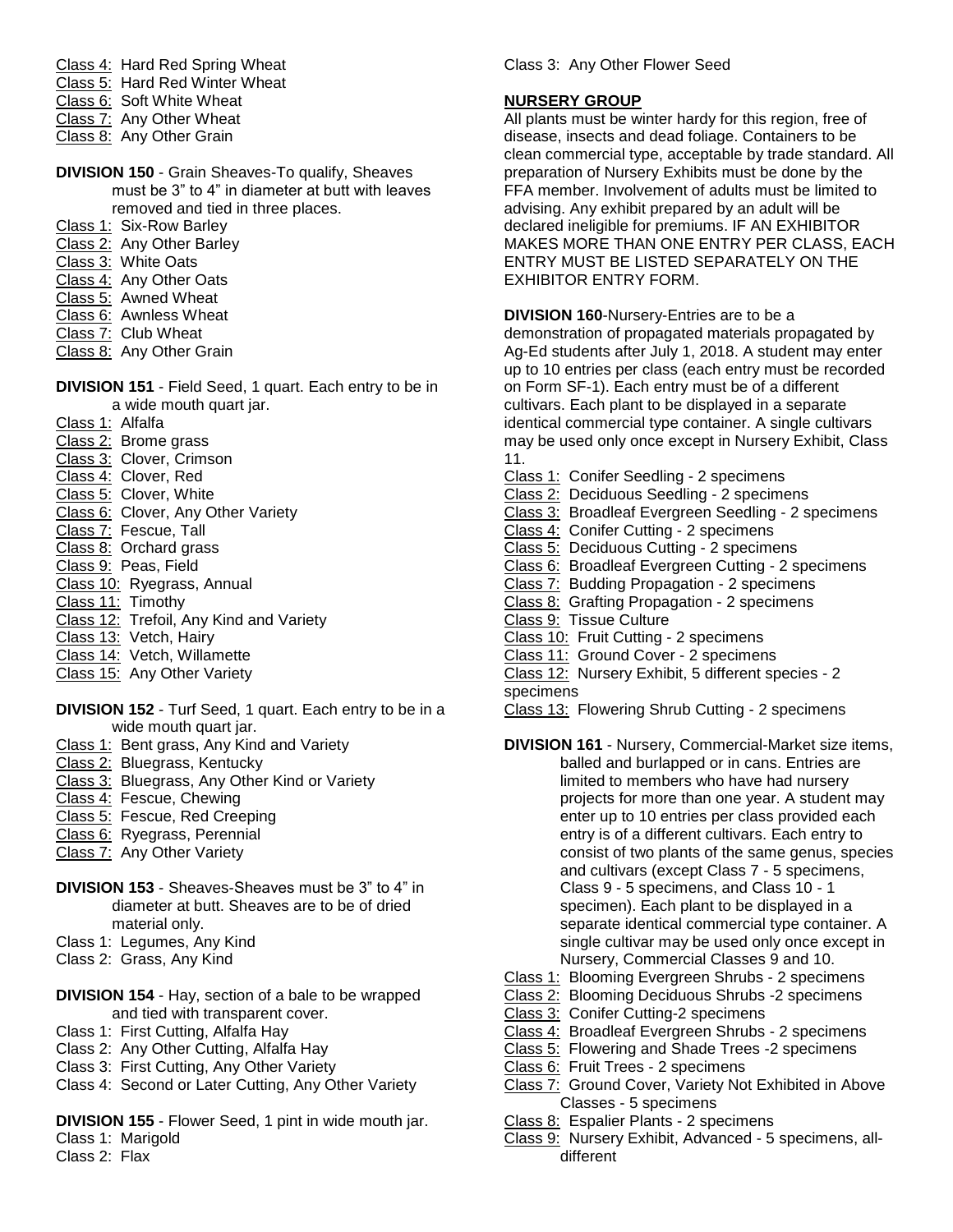Class 4: Hard Red Spring Wheat
Class 5: Hard Red Winter Wheat
Class 6: Soft White Wheat
Class 7: Any Other Wheat
Class 8: Any Other Grain

**DIVISION 150** - Grain Sheaves-To qualify, Sheaves must be 3" to 4" in diameter at butt with leaves removed and tied in three places.

Class 1: Six-Row Barley
Class 2: Any Other Barley
Class 3: White Oats
Class 4: Any Other Oats
Class 5: Awned Wheat
Class 6: Awnless Wheat
Class 7: Club Wheat
Class 8: Any Other Grain

**DIVISION 151** - Field Seed, 1 quart. Each entry to be in a wide mouth quart jar.

Class 1: Alfalfa
Class 2: Brome grass
Class 3: Clover, Crimson
Class 4: Clover, Red
Class 5: Clover, White
Class 6: Clover, Any Other Variety
Class 7: Fescue, Tall
Class 8: Orchard grass
Class 9: Peas, Field
Class 10: Ryegrass, Annual
Class 11: Timothy
Class 12: Trefoil, Any Kind and Variety
Class 13: Vetch, Hairy
Class 14: Vetch, Willamette
Class 15: Any Other Variety

**DIVISION 152** - Turf Seed, 1 quart. Each entry to be in a wide mouth quart jar.

Class 1: Bent grass, Any Kind and Variety
Class 2: Bluegrass, Kentucky
Class 3: Bluegrass, Any Other Kind or Variety
Class 4: Fescue, Chewing
Class 5: Fescue, Red Creeping
Class 6: Ryegrass, Perennial
Class 7: Any Other Variety

**DIVISION 153** - Sheaves-Sheaves must be 3" to 4" in diameter at butt. Sheaves are to be of dried material only.

Class 1: Legumes, Any Kind
Class 2: Grass, Any Kind

**DIVISION 154** - Hay, section of a bale to be wrapped and tied with transparent cover.

Class 1: First Cutting, Alfalfa Hay
Class 2: Any Other Cutting, Alfalfa Hay
Class 3: First Cutting, Any Other Variety
Class 4: Second or Later Cutting, Any Other Variety

**DIVISION 155** - Flower Seed, 1 pint in wide mouth jar.

Class 1: Marigold
Class 2: Flax
Class 3: Any Other Flower Seed

**NURSERY GROUP**

All plants must be winter hardy for this region, free of disease, insects and dead foliage. Containers to be clean commercial type, acceptable by trade standard. All preparation of Nursery Exhibits must be done by the FFA member. Involvement of adults must be limited to advising. Any exhibit prepared by an adult will be declared ineligible for premiums. IF AN EXHIBITOR MAKES MORE THAN ONE ENTRY PER CLASS, EACH ENTRY MUST BE LISTED SEPARATELY ON THE EXHIBITOR ENTRY FORM.

**DIVISION 160**-Nursery-Entries are to be a demonstration of propagated materials propagated by Ag-Ed students after July 1, 2018. A student may enter up to 10 entries per class (each entry must be recorded on Form SF-1). Each entry must be of a different cultivars. Each plant to be displayed in a separate identical commercial type container. A single cultivars may be used only once except in Nursery Exhibit, Class 11.

Class 1: Conifer Seedling - 2 specimens
Class 2: Deciduous Seedling - 2 specimens
Class 3: Broadleaf Evergreen Seedling - 2 specimens
Class 4: Conifer Cutting - 2 specimens
Class 5: Deciduous Cutting - 2 specimens
Class 6: Broadleaf Evergreen Cutting - 2 specimens
Class 7: Budding Propagation - 2 specimens
Class 8: Grafting Propagation - 2 specimens
Class 9: Tissue Culture
Class 10: Fruit Cutting - 2 specimens
Class 11: Ground Cover - 2 specimens
Class 12: Nursery Exhibit, 5 different species - 2 specimens
Class 13: Flowering Shrub Cutting - 2 specimens

**DIVISION 161** - Nursery, Commercial-Market size items, balled and burlapped or in cans. Entries are limited to members who have had nursery projects for more than one year. A student may enter up to 10 entries per class provided each entry is of a different cultivars. Each entry to consist of two plants of the same genus, species and cultivars (except Class 7 - 5 specimens, Class 9 - 5 specimens, and Class 10 - 1 specimen). Each plant to be displayed in a separate identical commercial type container. A single cultivar may be used only once except in Nursery, Commercial Classes 9 and 10.

Class 1: Blooming Evergreen Shrubs - 2 specimens
Class 2: Blooming Deciduous Shrubs -2 specimens
Class 3: Conifer Cutting-2 specimens
Class 4: Broadleaf Evergreen Shrubs - 2 specimens
Class 5: Flowering and Shade Trees -2 specimens
Class 6: Fruit Trees - 2 specimens
Class 7: Ground Cover, Variety Not Exhibited in Above Classes - 5 specimens
Class 8: Espalier Plants - 2 specimens
Class 9: Nursery Exhibit, Advanced - 5 specimens, all-different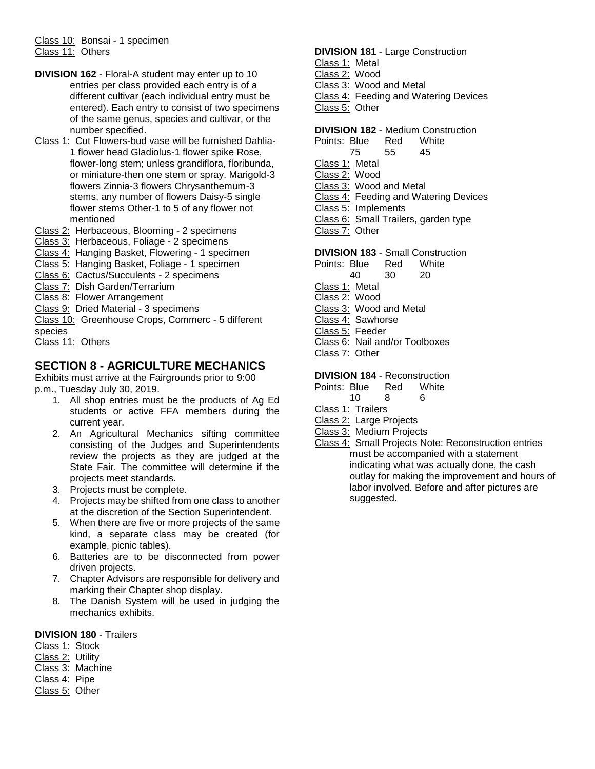Class 10: Bonsai - 1 specimen
Class 11: Others

**DIVISION 162** - Floral-A student may enter up to 10 entries per class provided each entry is of a different cultivar (each individual entry must be entered). Each entry to consist of two specimens of the same genus, species and cultivar, or the number specified.

Class 1: Cut Flowers-bud vase will be furnished Dahlia-1 flower head Gladiolus-1 flower spike Rose, flower-long stem; unless grandiflora, floribunda, or miniature-then one stem or spray. Marigold-3 flowers Zinnia-3 flowers Chrysanthemum-3 stems, any number of flowers Daisy-5 single flower stems Other-1 to 5 of any flower not mentioned
Class 2: Herbaceous, Blooming - 2 specimens
Class 3: Herbaceous, Foliage - 2 specimens
Class 4: Hanging Basket, Flowering - 1 specimen
Class 5: Hanging Basket, Foliage - 1 specimen
Class 6: Cactus/Succulents - 2 specimens
Class 7: Dish Garden/Terrarium
Class 8: Flower Arrangement
Class 9: Dried Material - 3 specimens
Class 10: Greenhouse Crops, Commerc - 5 different species
Class 11: Others

## SECTION 8 - AGRICULTURE MECHANICS

Exhibits must arrive at the Fairgrounds prior to 9:00 p.m., Tuesday July 30, 2019.

1. All shop entries must be the products of Ag Ed students or active FFA members during the current year.
2. An Agricultural Mechanics sifting committee consisting of the Judges and Superintendents review the projects as they are judged at the State Fair. The committee will determine if the projects meet standards.
3. Projects must be complete.
4. Projects may be shifted from one class to another at the discretion of the Section Superintendent.
5. When there are five or more projects of the same kind, a separate class may be created (for example, picnic tables).
6. Batteries are to be disconnected from power driven projects.
7. Chapter Advisors are responsible for delivery and marking their Chapter shop display.
8. The Danish System will be used in judging the mechanics exhibits.

**DIVISION 180** - Trailers
Class 1: Stock
Class 2: Utility
Class 3: Machine
Class 4: Pipe
Class 5: Other

**DIVISION 181** - Large Construction
Class 1: Metal
Class 2: Wood
Class 3: Wood and Metal
Class 4: Feeding and Watering Devices
Class 5: Other

**DIVISION 182** - Medium Construction

| Points: | Blue | Red | White |
|---|---|---|---|
| | 75 | 55 | 45 |

Class 1: Metal
Class 2: Wood
Class 3: Wood and Metal
Class 4: Feeding and Watering Devices
Class 5: Implements
Class 6: Small Trailers, garden type
Class 7: Other

**DIVISION 183** - Small Construction

| Points: | Blue | Red | White |
|---|---|---|---|
| | 40 | 30 | 20 |

Class 1: Metal
Class 2: Wood
Class 3: Wood and Metal
Class 4: Sawhorse
Class 5: Feeder
Class 6: Nail and/or Toolboxes
Class 7: Other

**DIVISION 184** - Reconstruction

| Points: | Blue | Red | White |
|---|---|---|---|
| | 10 | 8 | 6 |

Class 1: Trailers
Class 2: Large Projects
Class 3: Medium Projects
Class 4: Small Projects Note: Reconstruction entries must be accompanied with a statement indicating what was actually done, the cash outlay for making the improvement and hours of labor involved. Before and after pictures are suggested.